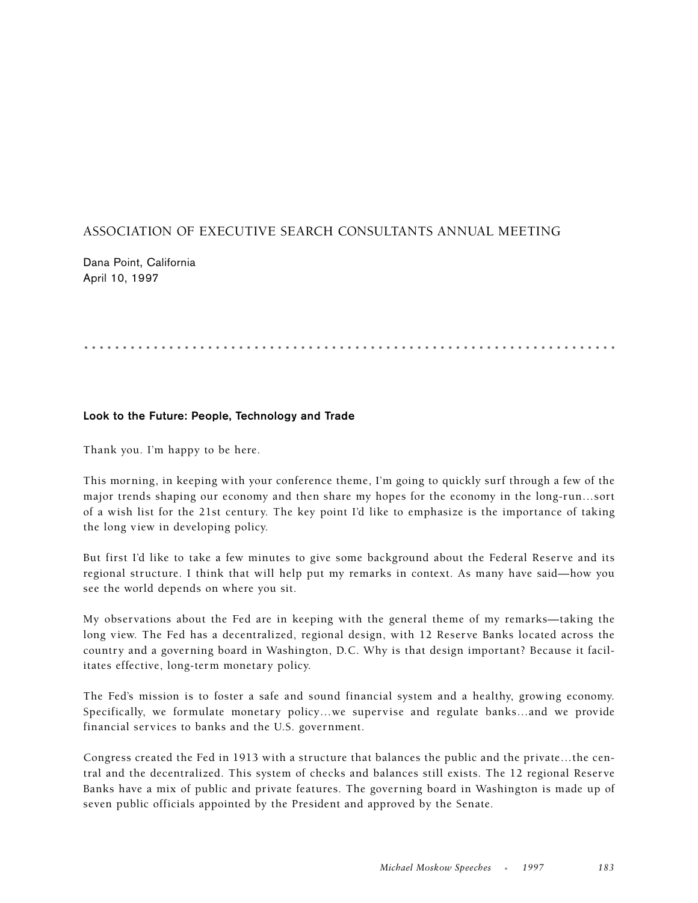# ASSOCIATION OF EXECUTIVE SEARCH CONSULTANTS ANNUAL MEETING

Dana Point, California
April 10, 1997

## Look to the Future: People, Technology and Trade

Thank you. I'm happy to be here.

This morning, in keeping with your conference theme, I'm going to quickly surf through a few of the major trends shaping our economy and then share my hopes for the economy in the long-run…sort of a wish list for the 21st century. The key point I'd like to emphasize is the importance of taking the long view in developing policy.

But first I'd like to take a few minutes to give some background about the Federal Reserve and its regional structure. I think that will help put my remarks in context. As many have said—how you see the world depends on where you sit.

My observations about the Fed are in keeping with the general theme of my remarks—taking the long view. The Fed has a decentralized, regional design, with 12 Reserve Banks located across the country and a governing board in Washington, D.C. Why is that design important? Because it facilitates effective, long-term monetary policy.

The Fed's mission is to foster a safe and sound financial system and a healthy, growing economy. Specifically, we formulate monetary policy…we supervise and regulate banks…and we provide financial services to banks and the U.S. government.

Congress created the Fed in 1913 with a structure that balances the public and the private…the central and the decentralized. This system of checks and balances still exists. The 12 regional Reserve Banks have a mix of public and private features. The governing board in Washington is made up of seven public officials appointed by the President and approved by the Senate.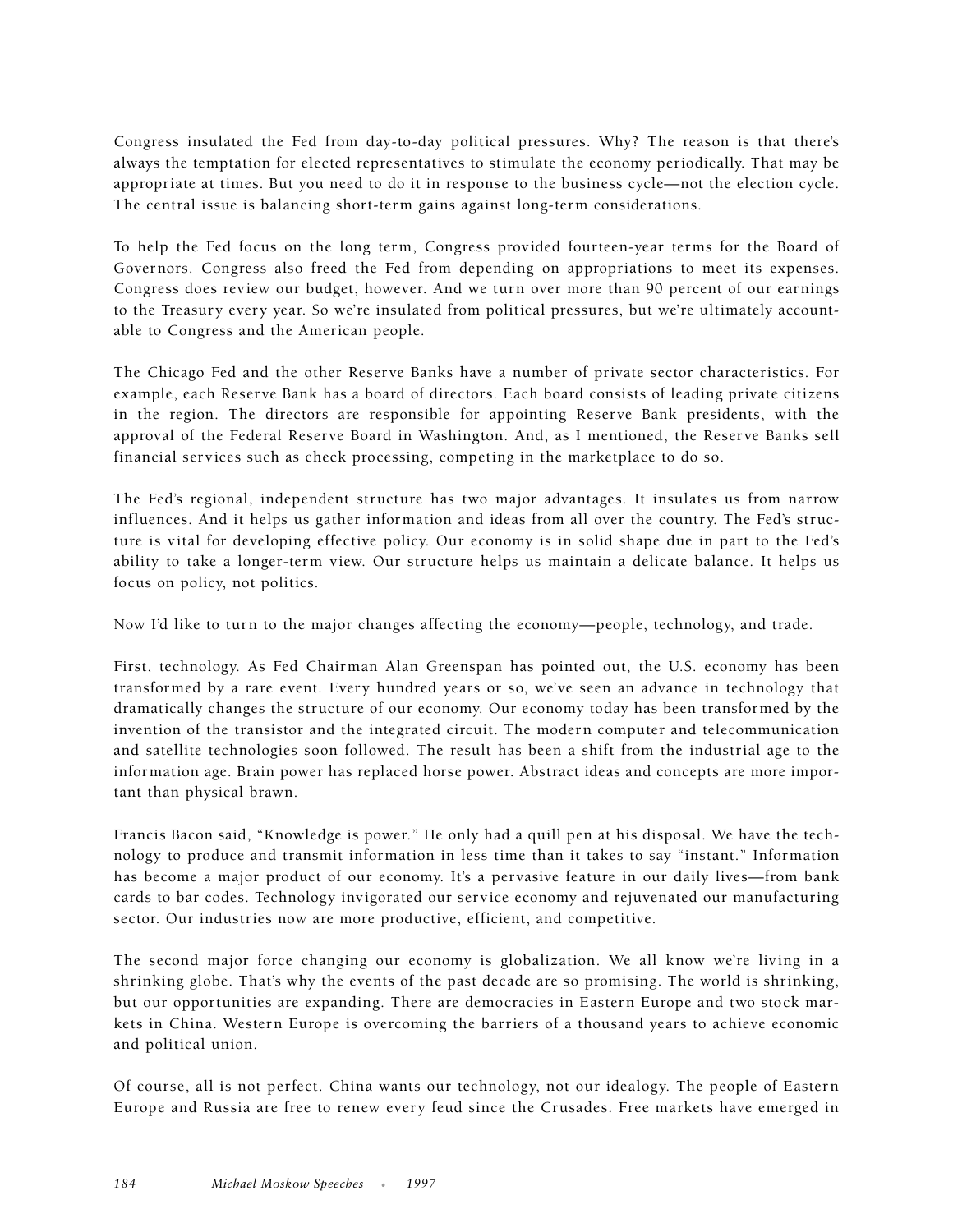Congress insulated the Fed from day-to-day political pressures. Why? The reason is that there's always the temptation for elected representatives to stimulate the economy periodically. That may be appropriate at times. But you need to do it in response to the business cycle—not the election cycle. The central issue is balancing short-term gains against long-term considerations.

To help the Fed focus on the long term, Congress provided fourteen-year terms for the Board of Governors. Congress also freed the Fed from depending on appropriations to meet its expenses. Congress does review our budget, however. And we turn over more than 90 percent of our earnings to the Treasury every year. So we're insulated from political pressures, but we're ultimately accountable to Congress and the American people.

The Chicago Fed and the other Reserve Banks have a number of private sector characteristics. For example, each Reserve Bank has a board of directors. Each board consists of leading private citizens in the region. The directors are responsible for appointing Reserve Bank presidents, with the approval of the Federal Reserve Board in Washington. And, as I mentioned, the Reserve Banks sell financial services such as check processing, competing in the marketplace to do so.

The Fed's regional, independent structure has two major advantages. It insulates us from narrow influences. And it helps us gather information and ideas from all over the country. The Fed's structure is vital for developing effective policy. Our economy is in solid shape due in part to the Fed's ability to take a longer-term view. Our structure helps us maintain a delicate balance. It helps us focus on policy, not politics.

Now I'd like to turn to the major changes affecting the economy—people, technology, and trade.

First, technology. As Fed Chairman Alan Greenspan has pointed out, the U.S. economy has been transformed by a rare event. Every hundred years or so, we've seen an advance in technology that dramatically changes the structure of our economy. Our economy today has been transformed by the invention of the transistor and the integrated circuit. The modern computer and telecommunication and satellite technologies soon followed. The result has been a shift from the industrial age to the information age. Brain power has replaced horse power. Abstract ideas and concepts are more important than physical brawn.

Francis Bacon said, "Knowledge is power." He only had a quill pen at his disposal. We have the technology to produce and transmit information in less time than it takes to say "instant." Information has become a major product of our economy. It's a pervasive feature in our daily lives—from bank cards to bar codes. Technology invigorated our service economy and rejuvenated our manufacturing sector. Our industries now are more productive, efficient, and competitive.

The second major force changing our economy is globalization. We all know we're living in a shrinking globe. That's why the events of the past decade are so promising. The world is shrinking, but our opportunities are expanding. There are democracies in Eastern Europe and two stock markets in China. Western Europe is overcoming the barriers of a thousand years to achieve economic and political union.

Of course, all is not perfect. China wants our technology, not our idealogy. The people of Eastern Europe and Russia are free to renew every feud since the Crusades. Free markets have emerged in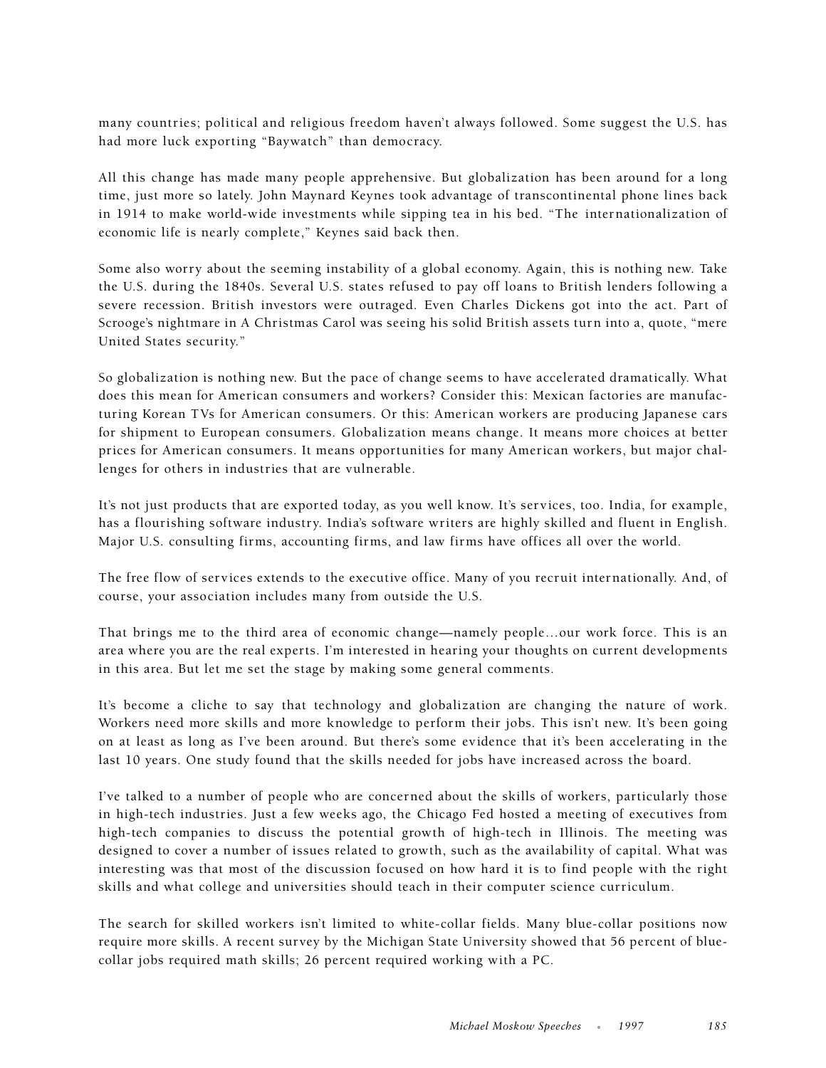many countries; political and religious freedom haven't always followed. Some suggest the U.S. has had more luck exporting "Baywatch" than democracy.

All this change has made many people apprehensive. But globalization has been around for a long time, just more so lately. John Maynard Keynes took advantage of transcontinental phone lines back in 1914 to make world-wide investments while sipping tea in his bed. "The internationalization of economic life is nearly complete," Keynes said back then.

Some also worry about the seeming instability of a global economy. Again, this is nothing new. Take the U.S. during the 1840s. Several U.S. states refused to pay off loans to British lenders following a severe recession. British investors were outraged. Even Charles Dickens got into the act. Part of Scrooge's nightmare in A Christmas Carol was seeing his solid British assets turn into a, quote, "mere United States security."

So globalization is nothing new. But the pace of change seems to have accelerated dramatically. What does this mean for American consumers and workers? Consider this: Mexican factories are manufacturing Korean TVs for American consumers. Or this: American workers are producing Japanese cars for shipment to European consumers. Globalization means change. It means more choices at better prices for American consumers. It means opportunities for many American workers, but major challenges for others in industries that are vulnerable.

It's not just products that are exported today, as you well know. It's services, too. India, for example, has a flourishing software industry. India's software writers are highly skilled and fluent in English. Major U.S. consulting firms, accounting firms, and law firms have offices all over the world.

The free flow of services extends to the executive office. Many of you recruit internationally. And, of course, your association includes many from outside the U.S.

That brings me to the third area of economic change—namely people…our work force. This is an area where you are the real experts. I'm interested in hearing your thoughts on current developments in this area. But let me set the stage by making some general comments.

It's become a cliche to say that technology and globalization are changing the nature of work. Workers need more skills and more knowledge to perform their jobs. This isn't new. It's been going on at least as long as I've been around. But there's some evidence that it's been accelerating in the last 10 years. One study found that the skills needed for jobs have increased across the board.

I've talked to a number of people who are concerned about the skills of workers, particularly those in high-tech industries. Just a few weeks ago, the Chicago Fed hosted a meeting of executives from high-tech companies to discuss the potential growth of high-tech in Illinois. The meeting was designed to cover a number of issues related to growth, such as the availability of capital. What was interesting was that most of the discussion focused on how hard it is to find people with the right skills and what college and universities should teach in their computer science curriculum.

The search for skilled workers isn't limited to white-collar fields. Many blue-collar positions now require more skills. A recent survey by the Michigan State University showed that 56 percent of blue-collar jobs required math skills; 26 percent required working with a PC.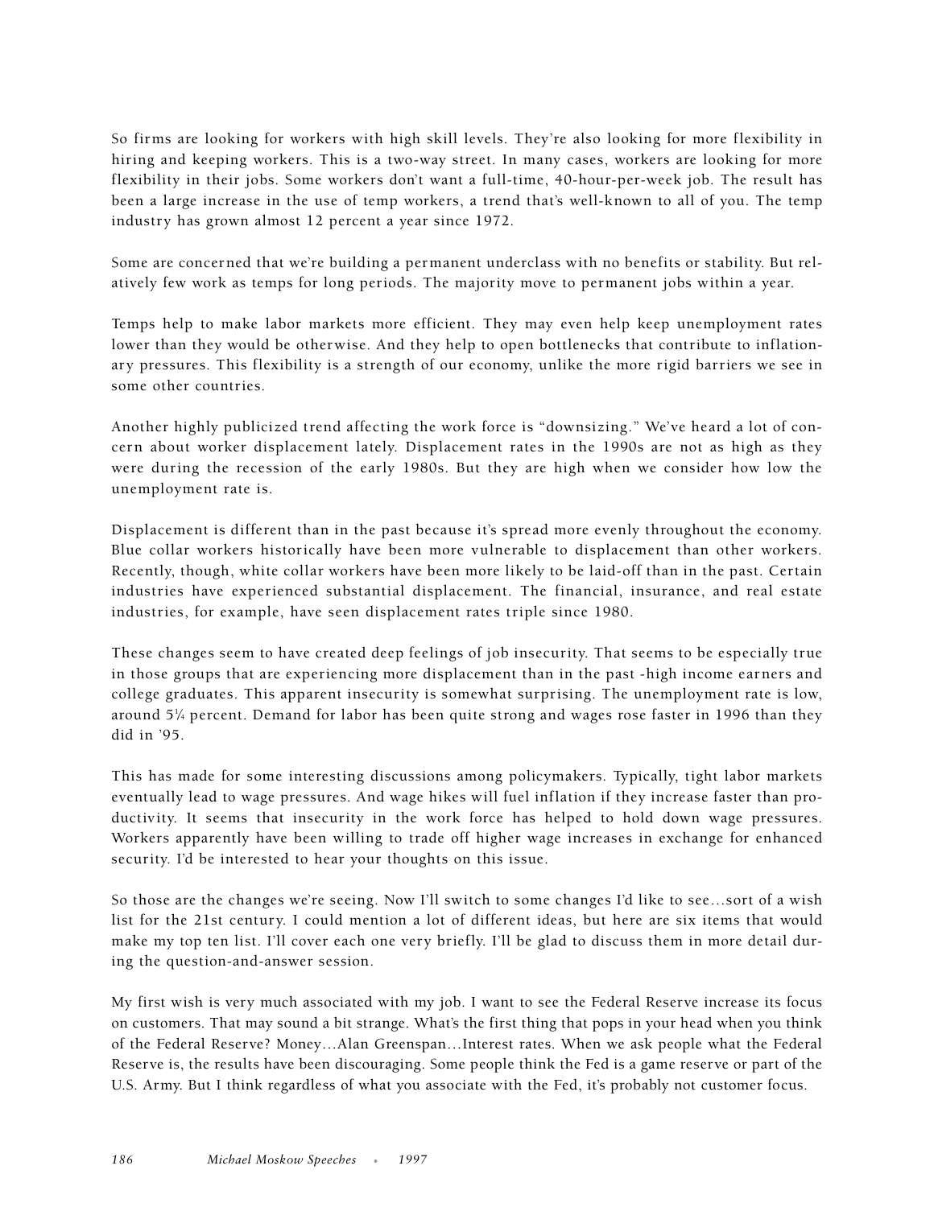So firms are looking for workers with high skill levels. They're also looking for more flexibility in hiring and keeping workers. This is a two-way street. In many cases, workers are looking for more flexibility in their jobs. Some workers don't want a full-time, 40-hour-per-week job. The result has been a large increase in the use of temp workers, a trend that's well-known to all of you. The temp industry has grown almost 12 percent a year since 1972.

Some are concerned that we're building a permanent underclass with no benefits or stability. But relatively few work as temps for long periods. The majority move to permanent jobs within a year.

Temps help to make labor markets more efficient. They may even help keep unemployment rates lower than they would be otherwise. And they help to open bottlenecks that contribute to inflationary pressures. This flexibility is a strength of our economy, unlike the more rigid barriers we see in some other countries.

Another highly publicized trend affecting the work force is "downsizing." We've heard a lot of concern about worker displacement lately. Displacement rates in the 1990s are not as high as they were during the recession of the early 1980s. But they are high when we consider how low the unemployment rate is.

Displacement is different than in the past because it's spread more evenly throughout the economy. Blue collar workers historically have been more vulnerable to displacement than other workers. Recently, though, white collar workers have been more likely to be laid-off than in the past. Certain industries have experienced substantial displacement. The financial, insurance, and real estate industries, for example, have seen displacement rates triple since 1980.

These changes seem to have created deep feelings of job insecurity. That seems to be especially true in those groups that are experiencing more displacement than in the past -high income earners and college graduates. This apparent insecurity is somewhat surprising. The unemployment rate is low, around 5¼ percent. Demand for labor has been quite strong and wages rose faster in 1996 than they did in '95.

This has made for some interesting discussions among policymakers. Typically, tight labor markets eventually lead to wage pressures. And wage hikes will fuel inflation if they increase faster than productivity. It seems that insecurity in the work force has helped to hold down wage pressures. Workers apparently have been willing to trade off higher wage increases in exchange for enhanced security. I'd be interested to hear your thoughts on this issue.

So those are the changes we're seeing. Now I'll switch to some changes I'd like to see…sort of a wish list for the 21st century. I could mention a lot of different ideas, but here are six items that would make my top ten list. I'll cover each one very briefly. I'll be glad to discuss them in more detail during the question-and-answer session.

My first wish is very much associated with my job. I want to see the Federal Reserve increase its focus on customers. That may sound a bit strange. What's the first thing that pops in your head when you think of the Federal Reserve? Money…Alan Greenspan…Interest rates. When we ask people what the Federal Reserve is, the results have been discouraging. Some people think the Fed is a game reserve or part of the U.S. Army. But I think regardless of what you associate with the Fed, it's probably not customer focus.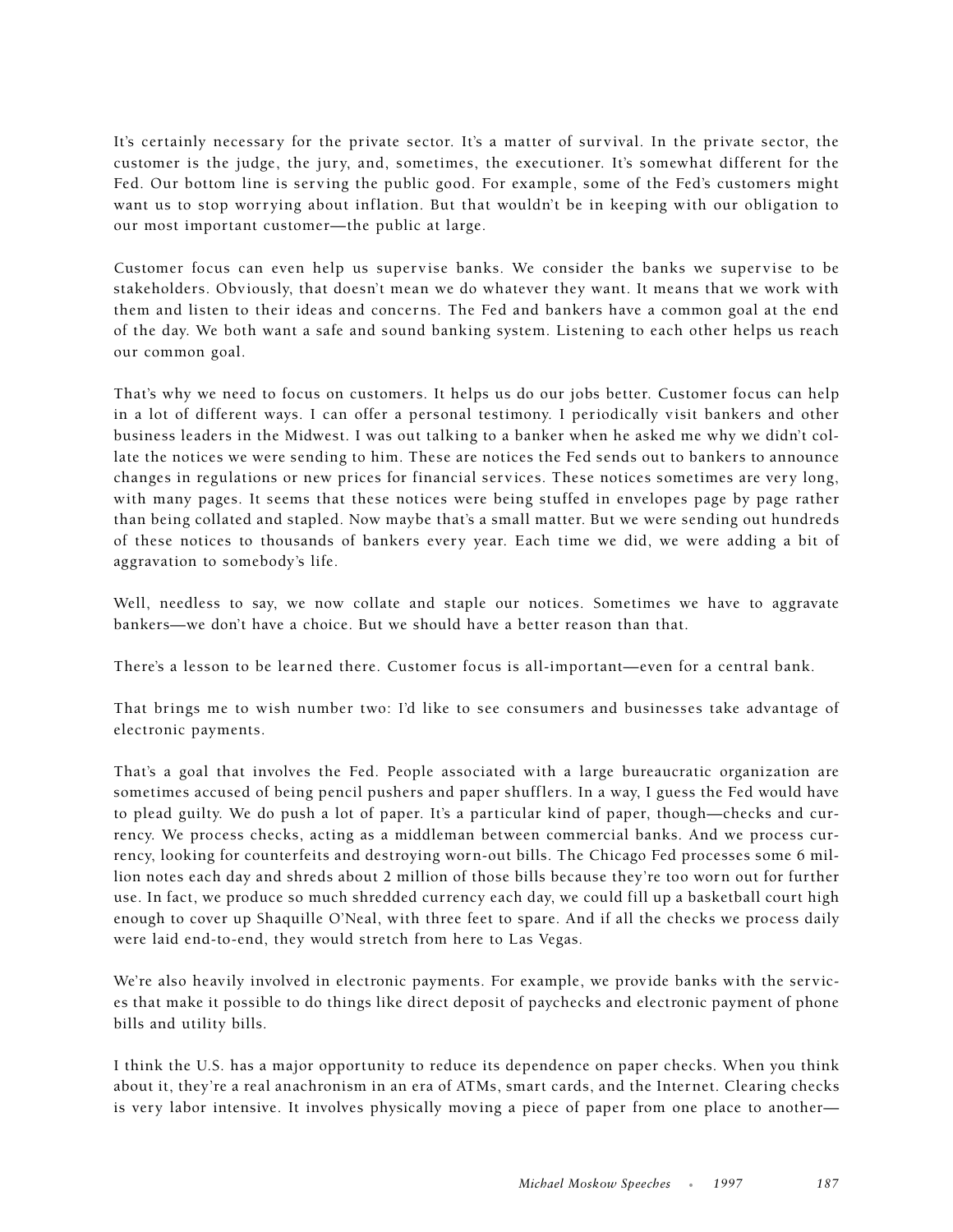It's certainly necessary for the private sector. It's a matter of survival. In the private sector, the customer is the judge, the jury, and, sometimes, the executioner. It's somewhat different for the Fed. Our bottom line is serving the public good. For example, some of the Fed's customers might want us to stop worrying about inflation. But that wouldn't be in keeping with our obligation to our most important customer—the public at large.

Customer focus can even help us supervise banks. We consider the banks we supervise to be stakeholders. Obviously, that doesn't mean we do whatever they want. It means that we work with them and listen to their ideas and concerns. The Fed and bankers have a common goal at the end of the day. We both want a safe and sound banking system. Listening to each other helps us reach our common goal.

That's why we need to focus on customers. It helps us do our jobs better. Customer focus can help in a lot of different ways. I can offer a personal testimony. I periodically visit bankers and other business leaders in the Midwest. I was out talking to a banker when he asked me why we didn't collate the notices we were sending to him. These are notices the Fed sends out to bankers to announce changes in regulations or new prices for financial services. These notices sometimes are very long, with many pages. It seems that these notices were being stuffed in envelopes page by page rather than being collated and stapled. Now maybe that's a small matter. But we were sending out hundreds of these notices to thousands of bankers every year. Each time we did, we were adding a bit of aggravation to somebody's life.

Well, needless to say, we now collate and staple our notices. Sometimes we have to aggravate bankers—we don't have a choice. But we should have a better reason than that.

There's a lesson to be learned there. Customer focus is all-important—even for a central bank.

That brings me to wish number two: I'd like to see consumers and businesses take advantage of electronic payments.

That's a goal that involves the Fed. People associated with a large bureaucratic organization are sometimes accused of being pencil pushers and paper shufflers. In a way, I guess the Fed would have to plead guilty. We do push a lot of paper. It's a particular kind of paper, though—checks and currency. We process checks, acting as a middleman between commercial banks. And we process currency, looking for counterfeits and destroying worn-out bills. The Chicago Fed processes some 6 million notes each day and shreds about 2 million of those bills because they're too worn out for further use. In fact, we produce so much shredded currency each day, we could fill up a basketball court high enough to cover up Shaquille O'Neal, with three feet to spare. And if all the checks we process daily were laid end-to-end, they would stretch from here to Las Vegas.

We're also heavily involved in electronic payments. For example, we provide banks with the services that make it possible to do things like direct deposit of paychecks and electronic payment of phone bills and utility bills.

I think the U.S. has a major opportunity to reduce its dependence on paper checks. When you think about it, they're a real anachronism in an era of ATMs, smart cards, and the Internet. Clearing checks is very labor intensive. It involves physically moving a piece of paper from one place to another—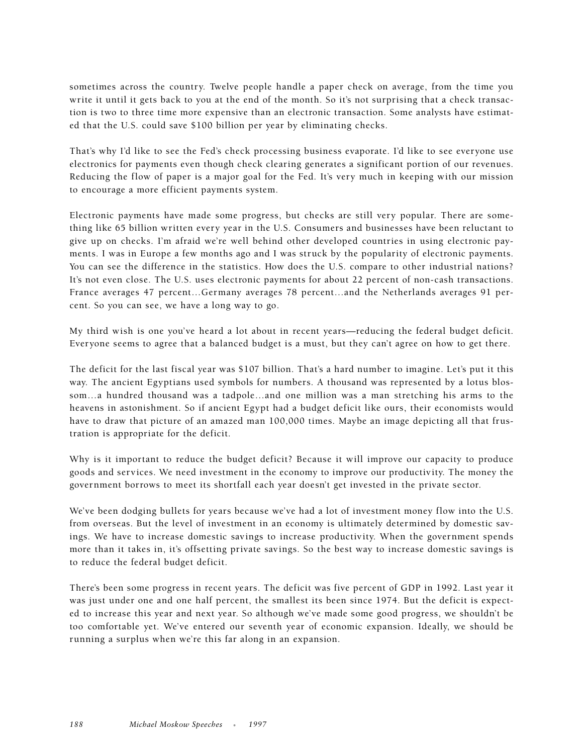sometimes across the country. Twelve people handle a paper check on average, from the time you write it until it gets back to you at the end of the month. So it's not surprising that a check transaction is two to three time more expensive than an electronic transaction. Some analysts have estimated that the U.S. could save $100 billion per year by eliminating checks.

That's why I'd like to see the Fed's check processing business evaporate. I'd like to see everyone use electronics for payments even though check clearing generates a significant portion of our revenues. Reducing the flow of paper is a major goal for the Fed. It's very much in keeping with our mission to encourage a more efficient payments system.

Electronic payments have made some progress, but checks are still very popular. There are something like 65 billion written every year in the U.S. Consumers and businesses have been reluctant to give up on checks. I'm afraid we're well behind other developed countries in using electronic payments. I was in Europe a few months ago and I was struck by the popularity of electronic payments. You can see the difference in the statistics. How does the U.S. compare to other industrial nations? It's not even close. The U.S. uses electronic payments for about 22 percent of non-cash transactions. France averages 47 percent…Germany averages 78 percent…and the Netherlands averages 91 percent. So you can see, we have a long way to go.

My third wish is one you've heard a lot about in recent years—reducing the federal budget deficit. Everyone seems to agree that a balanced budget is a must, but they can't agree on how to get there.

The deficit for the last fiscal year was $107 billion. That's a hard number to imagine. Let's put it this way. The ancient Egyptians used symbols for numbers. A thousand was represented by a lotus blossom…a hundred thousand was a tadpole…and one million was a man stretching his arms to the heavens in astonishment. So if ancient Egypt had a budget deficit like ours, their economists would have to draw that picture of an amazed man 100,000 times. Maybe an image depicting all that frustration is appropriate for the deficit.

Why is it important to reduce the budget deficit? Because it will improve our capacity to produce goods and services. We need investment in the economy to improve our productivity. The money the government borrows to meet its shortfall each year doesn't get invested in the private sector.

We've been dodging bullets for years because we've had a lot of investment money flow into the U.S. from overseas. But the level of investment in an economy is ultimately determined by domestic savings. We have to increase domestic savings to increase productivity. When the government spends more than it takes in, it's offsetting private savings. So the best way to increase domestic savings is to reduce the federal budget deficit.

There's been some progress in recent years. The deficit was five percent of GDP in 1992. Last year it was just under one and one half percent, the smallest its been since 1974. But the deficit is expected to increase this year and next year. So although we've made some good progress, we shouldn't be too comfortable yet. We've entered our seventh year of economic expansion. Ideally, we should be running a surplus when we're this far along in an expansion.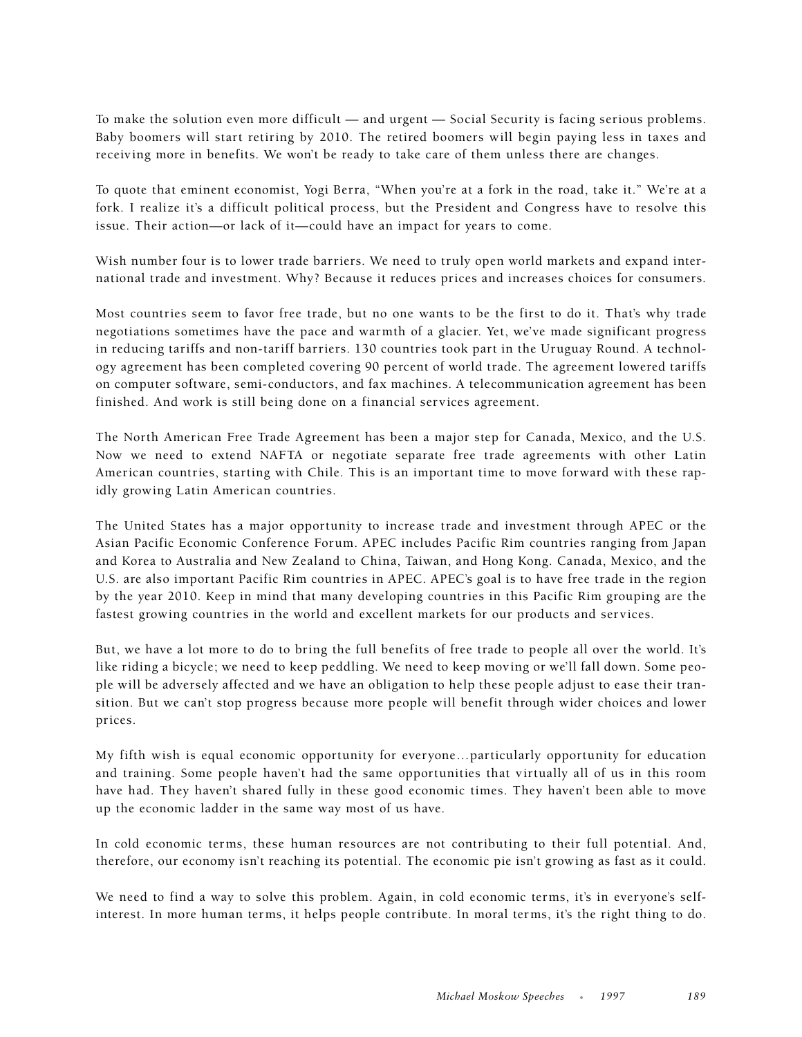To make the solution even more difficult — and urgent — Social Security is facing serious problems. Baby boomers will start retiring by 2010. The retired boomers will begin paying less in taxes and receiving more in benefits. We won't be ready to take care of them unless there are changes.

To quote that eminent economist, Yogi Berra, "When you're at a fork in the road, take it." We're at a fork. I realize it's a difficult political process, but the President and Congress have to resolve this issue. Their action—or lack of it—could have an impact for years to come.

Wish number four is to lower trade barriers. We need to truly open world markets and expand international trade and investment. Why? Because it reduces prices and increases choices for consumers.

Most countries seem to favor free trade, but no one wants to be the first to do it. That's why trade negotiations sometimes have the pace and warmth of a glacier. Yet, we've made significant progress in reducing tariffs and non-tariff barriers. 130 countries took part in the Uruguay Round. A technology agreement has been completed covering 90 percent of world trade. The agreement lowered tariffs on computer software, semi-conductors, and fax machines. A telecommunication agreement has been finished. And work is still being done on a financial services agreement.

The North American Free Trade Agreement has been a major step for Canada, Mexico, and the U.S. Now we need to extend NAFTA or negotiate separate free trade agreements with other Latin American countries, starting with Chile. This is an important time to move forward with these rapidly growing Latin American countries.

The United States has a major opportunity to increase trade and investment through APEC or the Asian Pacific Economic Conference Forum. APEC includes Pacific Rim countries ranging from Japan and Korea to Australia and New Zealand to China, Taiwan, and Hong Kong. Canada, Mexico, and the U.S. are also important Pacific Rim countries in APEC. APEC's goal is to have free trade in the region by the year 2010. Keep in mind that many developing countries in this Pacific Rim grouping are the fastest growing countries in the world and excellent markets for our products and services.

But, we have a lot more to do to bring the full benefits of free trade to people all over the world. It's like riding a bicycle; we need to keep peddling. We need to keep moving or we'll fall down. Some people will be adversely affected and we have an obligation to help these people adjust to ease their transition. But we can't stop progress because more people will benefit through wider choices and lower prices.

My fifth wish is equal economic opportunity for everyone…particularly opportunity for education and training. Some people haven't had the same opportunities that virtually all of us in this room have had. They haven't shared fully in these good economic times. They haven't been able to move up the economic ladder in the same way most of us have.

In cold economic terms, these human resources are not contributing to their full potential. And, therefore, our economy isn't reaching its potential. The economic pie isn't growing as fast as it could.

We need to find a way to solve this problem. Again, in cold economic terms, it's in everyone's self-interest. In more human terms, it helps people contribute. In moral terms, it's the right thing to do.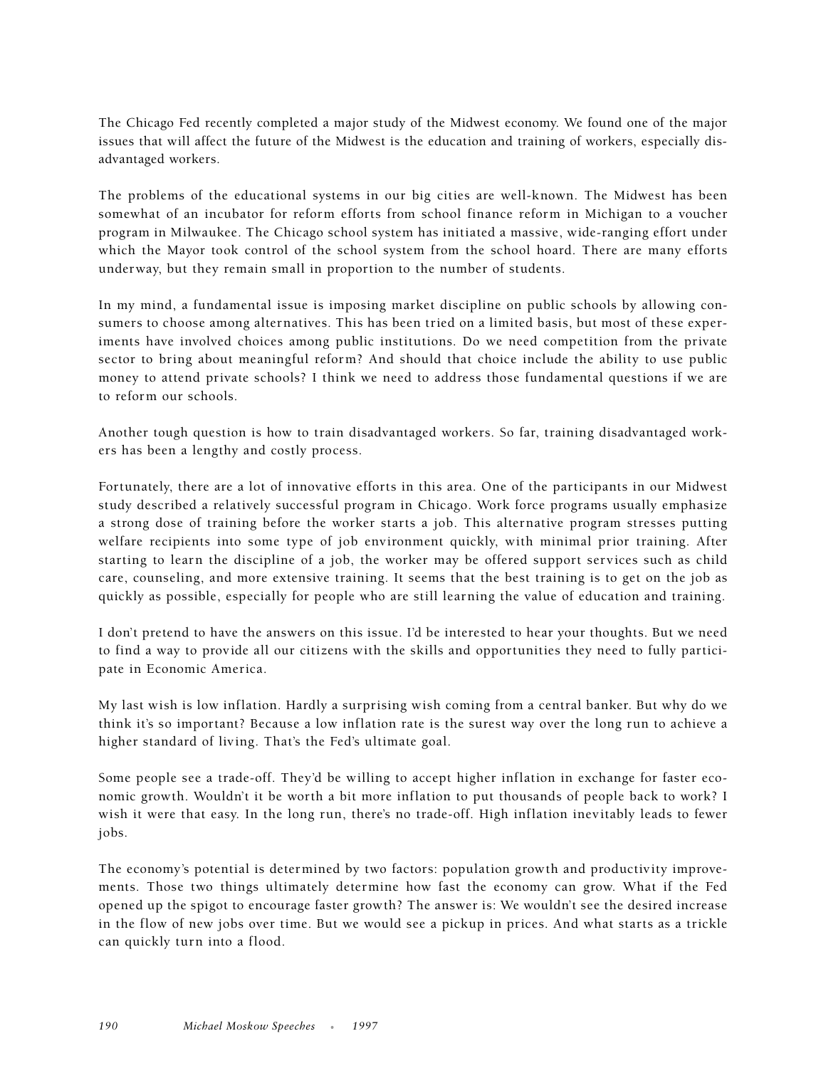The Chicago Fed recently completed a major study of the Midwest economy. We found one of the major issues that will affect the future of the Midwest is the education and training of workers, especially disadvantaged workers.

The problems of the educational systems in our big cities are well-known. The Midwest has been somewhat of an incubator for reform efforts from school finance reform in Michigan to a voucher program in Milwaukee. The Chicago school system has initiated a massive, wide-ranging effort under which the Mayor took control of the school system from the school hoard. There are many efforts underway, but they remain small in proportion to the number of students.

In my mind, a fundamental issue is imposing market discipline on public schools by allowing consumers to choose among alternatives. This has been tried on a limited basis, but most of these experiments have involved choices among public institutions. Do we need competition from the private sector to bring about meaningful reform? And should that choice include the ability to use public money to attend private schools? I think we need to address those fundamental questions if we are to reform our schools.

Another tough question is how to train disadvantaged workers. So far, training disadvantaged workers has been a lengthy and costly process.

Fortunately, there are a lot of innovative efforts in this area. One of the participants in our Midwest study described a relatively successful program in Chicago. Work force programs usually emphasize a strong dose of training before the worker starts a job. This alternative program stresses putting welfare recipients into some type of job environment quickly, with minimal prior training. After starting to learn the discipline of a job, the worker may be offered support services such as child care, counseling, and more extensive training. It seems that the best training is to get on the job as quickly as possible, especially for people who are still learning the value of education and training.

I don't pretend to have the answers on this issue. I'd be interested to hear your thoughts. But we need to find a way to provide all our citizens with the skills and opportunities they need to fully participate in Economic America.

My last wish is low inflation. Hardly a surprising wish coming from a central banker. But why do we think it's so important? Because a low inflation rate is the surest way over the long run to achieve a higher standard of living. That's the Fed's ultimate goal.

Some people see a trade-off. They'd be willing to accept higher inflation in exchange for faster economic growth. Wouldn't it be worth a bit more inflation to put thousands of people back to work? I wish it were that easy. In the long run, there's no trade-off. High inflation inevitably leads to fewer jobs.

The economy's potential is determined by two factors: population growth and productivity improvements. Those two things ultimately determine how fast the economy can grow. What if the Fed opened up the spigot to encourage faster growth? The answer is: We wouldn't see the desired increase in the flow of new jobs over time. But we would see a pickup in prices. And what starts as a trickle can quickly turn into a flood.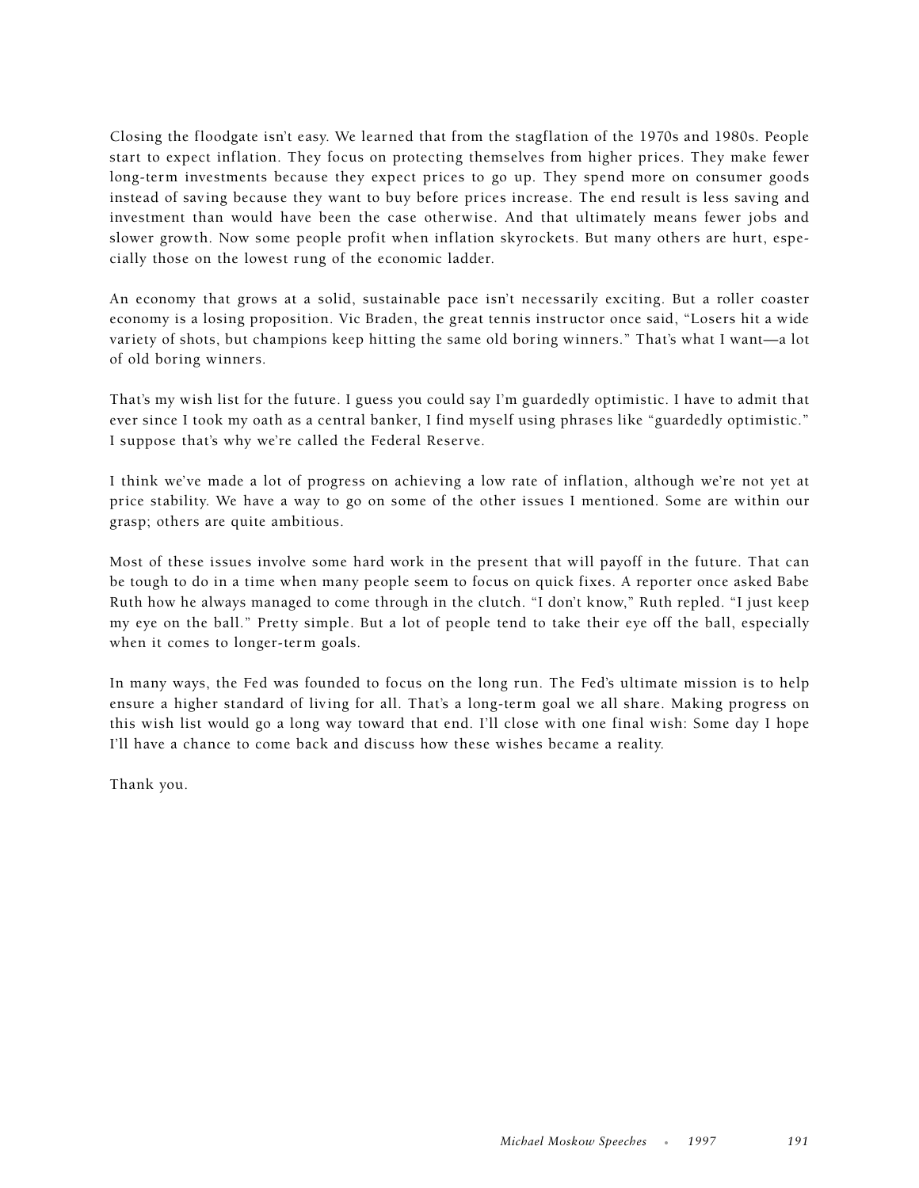Closing the floodgate isn't easy. We learned that from the stagflation of the 1970s and 1980s. People start to expect inflation. They focus on protecting themselves from higher prices. They make fewer long-term investments because they expect prices to go up. They spend more on consumer goods instead of saving because they want to buy before prices increase. The end result is less saving and investment than would have been the case otherwise. And that ultimately means fewer jobs and slower growth. Now some people profit when inflation skyrockets. But many others are hurt, especially those on the lowest rung of the economic ladder.

An economy that grows at a solid, sustainable pace isn't necessarily exciting. But a roller coaster economy is a losing proposition. Vic Braden, the great tennis instructor once said, "Losers hit a wide variety of shots, but champions keep hitting the same old boring winners." That's what I want—a lot of old boring winners.

That's my wish list for the future. I guess you could say I'm guardedly optimistic. I have to admit that ever since I took my oath as a central banker, I find myself using phrases like "guardedly optimistic." I suppose that's why we're called the Federal Reserve.

I think we've made a lot of progress on achieving a low rate of inflation, although we're not yet at price stability. We have a way to go on some of the other issues I mentioned. Some are within our grasp; others are quite ambitious.

Most of these issues involve some hard work in the present that will payoff in the future. That can be tough to do in a time when many people seem to focus on quick fixes. A reporter once asked Babe Ruth how he always managed to come through in the clutch. "I don't know," Ruth repled. "I just keep my eye on the ball." Pretty simple. But a lot of people tend to take their eye off the ball, especially when it comes to longer-term goals.

In many ways, the Fed was founded to focus on the long run. The Fed's ultimate mission is to help ensure a higher standard of living for all. That's a long-term goal we all share. Making progress on this wish list would go a long way toward that end. I'll close with one final wish: Some day I hope I'll have a chance to come back and discuss how these wishes became a reality.

Thank you.